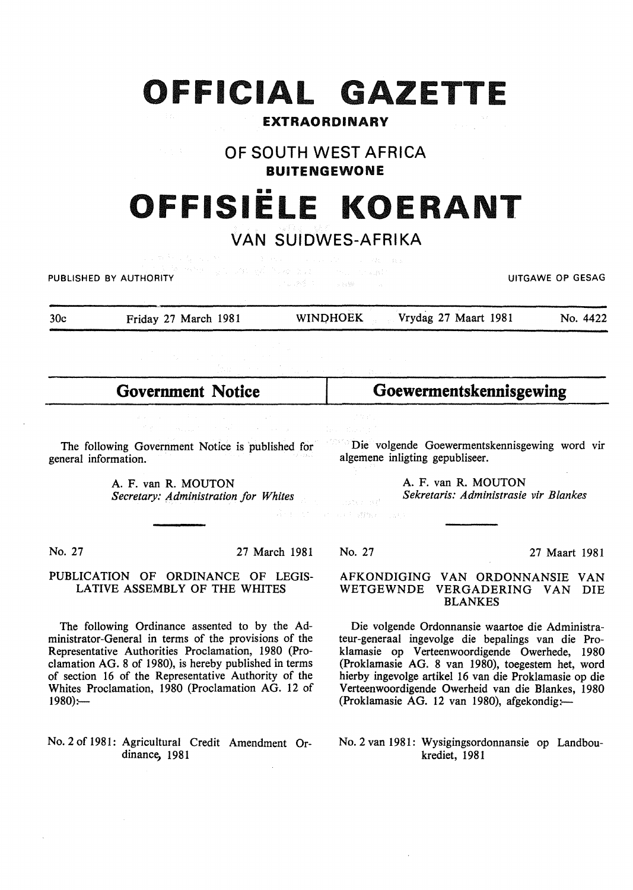# OFFICIAL GAZETTE

**EXTRAORDINARY**

## OF SOUTH WEST AFRICA

**BUITENGEWONE**

# OFFISIËLE KOERANT

## VAN SUIDWES-AFRIKA

PUBLISHED BY AUTHORITY — UITGAWE OP GESAG

30c — Friday 27 March 1981 — WINDHOEK — Vrydag 27 Maart 1981 — No. 4422

## Government Notice

The following Government Notice is published for general information.

A. F. van R. MOUTON
*Secretary: Administration for Whites*

No. 27 — 27 March 1981

### PUBLICATION OF ORDINANCE OF LEGISLATIVE ASSEMBLY OF THE WHITES

The following Ordinance assented to by the Administrator-General in terms of the provisions of the Representative Authorities Proclamation, 1980 (Proclamation AG. 8 of 1980), is hereby published in terms of section 16 of the Representative Authority of the Whites Proclamation, 1980 (Proclamation AG. 12 of 1980):—

No. 2 of 1981: Agricultural Credit Amendment Ordinance, 1981

## Goewermentskennisgewing

Die volgende Goewermentskennisgewing word vir algemene inligting gepubliseer.

A. F. van R. MOUTON
*Sekretaris: Administrasie vir Blankes*

No. 27 — 27 Maart 1981

### AFKONDIGING VAN ORDONNANSIE VAN WETGEWNDE VERGADERING VAN DIE BLANKES

Die volgende Ordonnansie waartoe die Administrateur-generaal ingevolge die bepalings van die Proklamasie op Verteenwoordigende Owerhede, 1980 (Proklamasie AG. 8 van 1980), toegestem het, word hierby ingevolge artikel 16 van die Proklamasie op die Verteenwoordigende Owerheid van die Blankes, 1980 (Proklamasie AG. 12 van 1980), afgekondig:—

No. 2 van 1981: Wysigingsordonnansie op Landboukrediet, 1981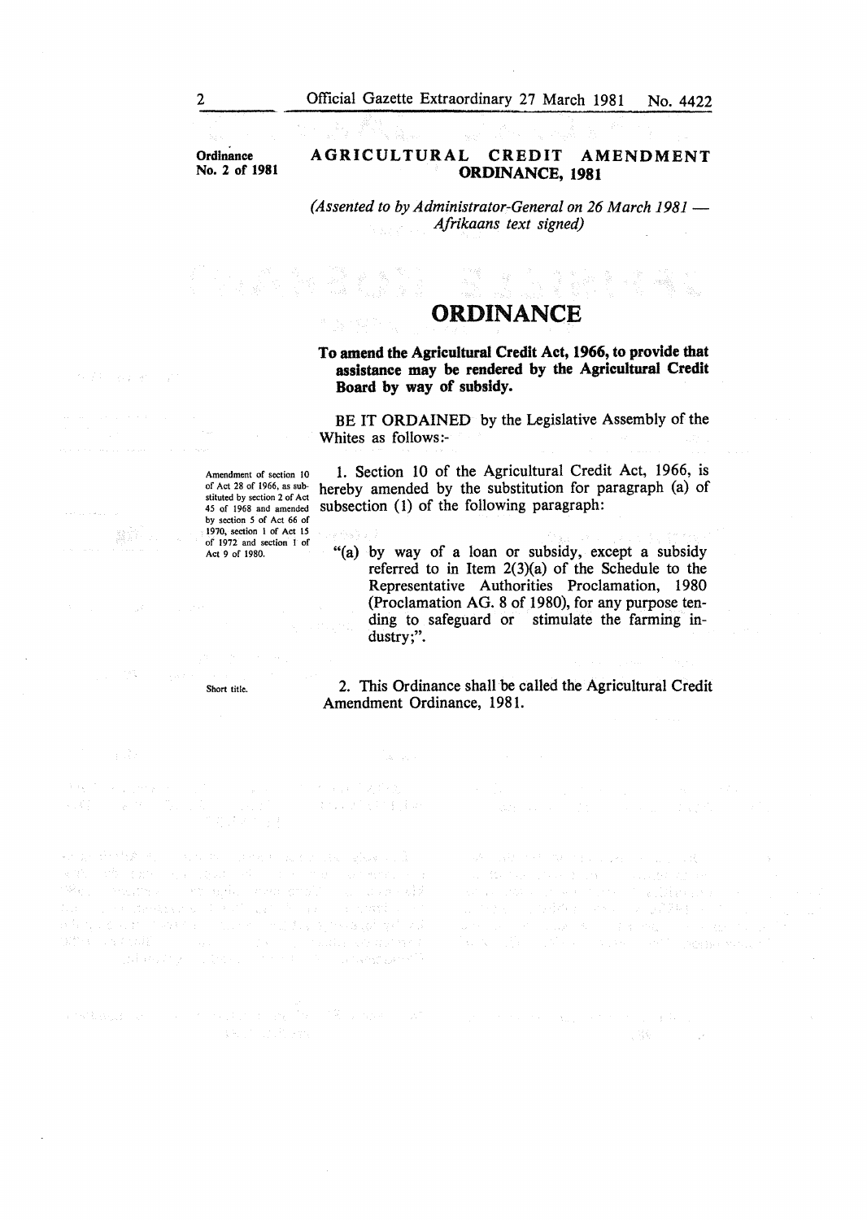**Ordinance No. 2 of 1981**

## AGRICULTURAL CREDIT AMENDMENT ORDINANCE, 1981

*(Assented to by Administrator-General on 26 March 1981 — Afrikaans text signed)*

# ORDINANCE

**To amend the Agricultural Credit Act, 1966, to provide that assistance may be rendered by the Agricultural Credit Board by way of subsidy.**

BE IT ORDAINED by the Legislative Assembly of the Whites as follows:-

*Amendment of section 10 of Act 28 of 1966, as substituted by section 2 of Act 45 of 1968 and amended by section 5 of Act 66 of 1970, section 1 of Act 15 of 1972 and section 1 of Act 9 of 1980.*

1. Section 10 of the Agricultural Credit Act, 1966, is hereby amended by the substitution for paragraph (a) of subsection (1) of the following paragraph:

"(a) by way of a loan or subsidy, except a subsidy referred to in Item 2(3)(a) of the Schedule to the Representative Authorities Proclamation, 1980 (Proclamation AG. 8 of 1980), for any purpose tending to safeguard or stimulate the farming industry;".

*Short title.*

2. This Ordinance shall be called the Agricultural Credit Amendment Ordinance, 1981.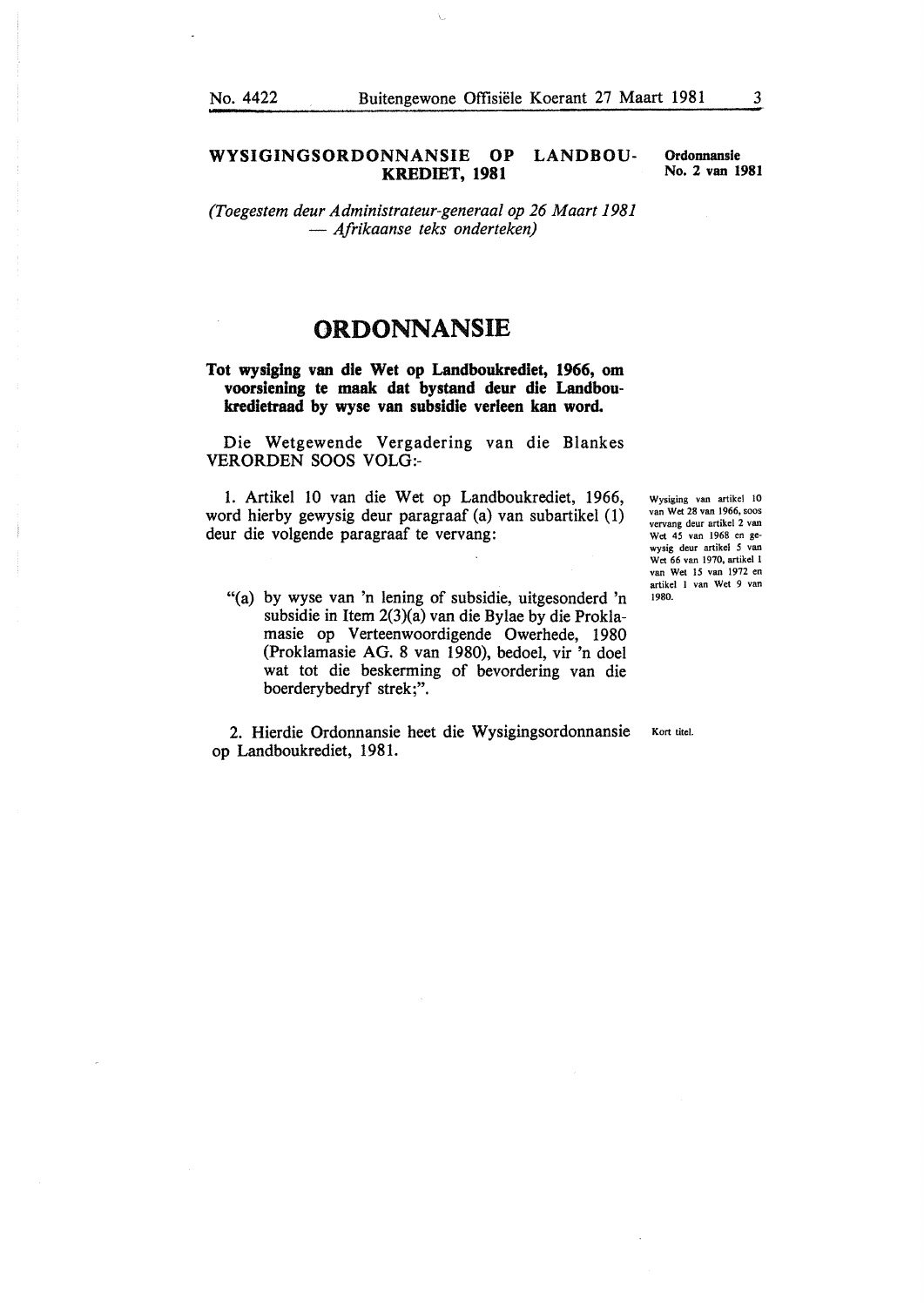## WYSIGINGSORDONNANSIE OP LANDBOU-KREDIET, 1981

**Ordonnansie No. 2 van 1981**

*(Toegestem deur Administrateur-generaal op 26 Maart 1981 — Afrikaanse teks onderteken)*

# ORDONNANSIE

**Tot wysiging van die Wet op Landboukrediet, 1966, om voorsiening te maak dat bystand deur die Landboukredietraad by wyse van subsidie verleen kan word.**

Die Wetgewende Vergadering van die Blankes VERORDEN SOOS VOLG:-

Wysiging van artikel 10 van Wet 28 van 1966, soos vervang deur artikel 2 van Wet 45 van 1968 en gewysig deur artikel 5 van Wet 66 van 1970, artikel 1 van Wet 15 van 1972 en artikel 1 van Wet 9 van 1980.

1. Artikel 10 van die Wet op Landboukrediet, 1966, word hierby gewysig deur paragraaf (a) van subartikel (1) deur die volgende paragraaf te vervang:

"(a) by wyse van 'n lening of subsidie, uitgesonderd 'n subsidie in Item 2(3)(a) van die Bylae by die Proklamasie op Verteenwoordigende Owerhede, 1980 (Proklamasie AG. 8 van 1980), bedoel, vir 'n doel wat tot die beskerming of bevordering van die boerderybedryf strek;".

Kort titel.

2. Hierdie Ordonnansie heet die Wysigingsordonnansie op Landboukrediet, 1981.